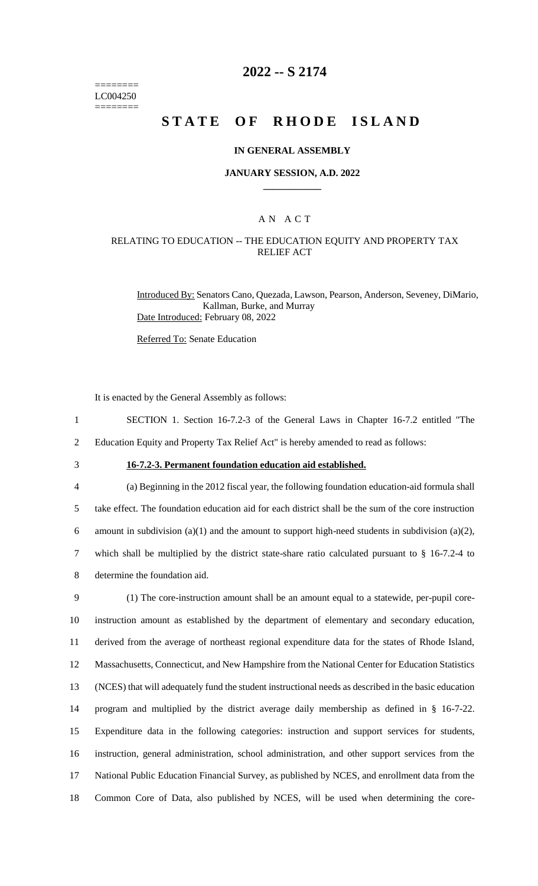========
LC004250
========

# 2022 -- S 2174

# STATE OF RHODE ISLAND

### IN GENERAL ASSEMBLY

### JANUARY SESSION, A.D. 2022

## A N A C T

### RELATING TO EDUCATION -- THE EDUCATION EQUITY AND PROPERTY TAX RELIEF ACT

Introduced By: Senators Cano, Quezada, Lawson, Pearson, Anderson, Seveney, DiMario, Kallman, Burke, and Murray

Date Introduced: February 08, 2022

Referred To: Senate Education

It is enacted by the General Assembly as follows:

1 SECTION 1. Section 16-7.2-3 of the General Laws in Chapter 16-7.2 entitled "The
2 Education Equity and Property Tax Relief Act" is hereby amended to read as follows:

3 **16-7.2-3. Permanent foundation education aid established.**

4 (a) Beginning in the 2012 fiscal year, the following foundation education-aid formula shall
5 take effect. The foundation education aid for each district shall be the sum of the core instruction
6 amount in subdivision (a)(1) and the amount to support high-need students in subdivision (a)(2),
7 which shall be multiplied by the district state-share ratio calculated pursuant to § 16-7.2-4 to
8 determine the foundation aid.

9 (1) The core-instruction amount shall be an amount equal to a statewide, per-pupil core-
10 instruction amount as established by the department of elementary and secondary education,
11 derived from the average of northeast regional expenditure data for the states of Rhode Island,
12 Massachusetts, Connecticut, and New Hampshire from the National Center for Education Statistics
13 (NCES) that will adequately fund the student instructional needs as described in the basic education
14 program and multiplied by the district average daily membership as defined in § 16-7-22.
15 Expenditure data in the following categories: instruction and support services for students,
16 instruction, general administration, school administration, and other support services from the
17 National Public Education Financial Survey, as published by NCES, and enrollment data from the
18 Common Core of Data, also published by NCES, will be used when determining the core-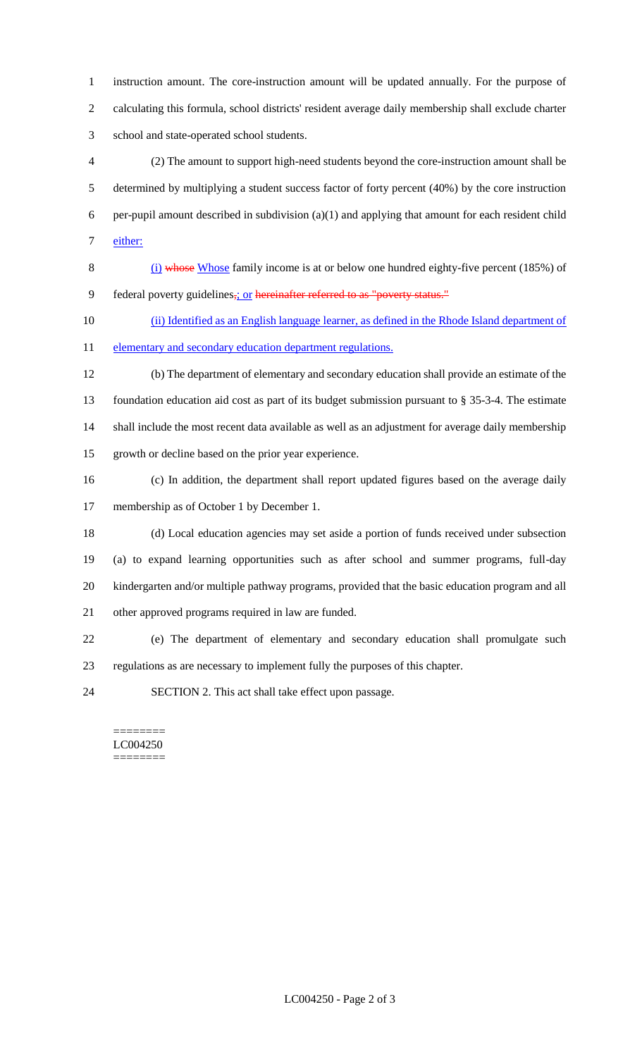instruction amount. The core-instruction amount will be updated annually. For the purpose of calculating this formula, school districts' resident average daily membership shall exclude charter school and state-operated school students.

(2) The amount to support high-need students beyond the core-instruction amount shall be determined by multiplying a student success factor of forty percent (40%) by the core instruction per-pupil amount described in subdivision (a)(1) and applying that amount for each resident child either:

(i) ~~whose~~ Whose family income is at or below one hundred eighty-five percent (185%) of federal poverty guidelines~~,~~; or ~~hereinafter referred to as "poverty status."~~

(ii) Identified as an English language learner, as defined in the Rhode Island department of elementary and secondary education department regulations.

(b) The department of elementary and secondary education shall provide an estimate of the foundation education aid cost as part of its budget submission pursuant to § 35-3-4. The estimate shall include the most recent data available as well as an adjustment for average daily membership growth or decline based on the prior year experience.

(c) In addition, the department shall report updated figures based on the average daily membership as of October 1 by December 1.

(d) Local education agencies may set aside a portion of funds received under subsection (a) to expand learning opportunities such as after school and summer programs, full-day kindergarten and/or multiple pathway programs, provided that the basic education program and all other approved programs required in law are funded.

(e) The department of elementary and secondary education shall promulgate such regulations as are necessary to implement fully the purposes of this chapter.

SECTION 2. This act shall take effect upon passage.

========
LC004250
========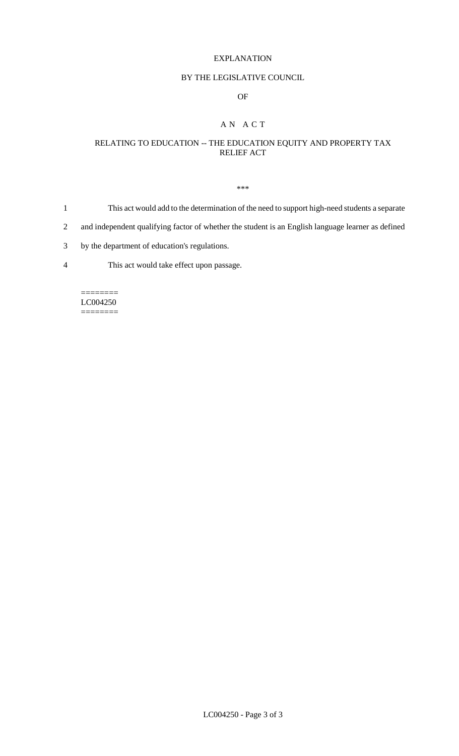EXPLANATION

BY THE LEGISLATIVE COUNCIL

OF

A N A C T

RELATING TO EDUCATION -- THE EDUCATION EQUITY AND PROPERTY TAX RELIEF ACT

\*\*\*

1 This act would add to the determination of the need to support high-need students a separate
2 and independent qualifying factor of whether the student is an English language learner as defined
3 by the department of education's regulations.
4 This act would take effect upon passage.

========
LC004250
========